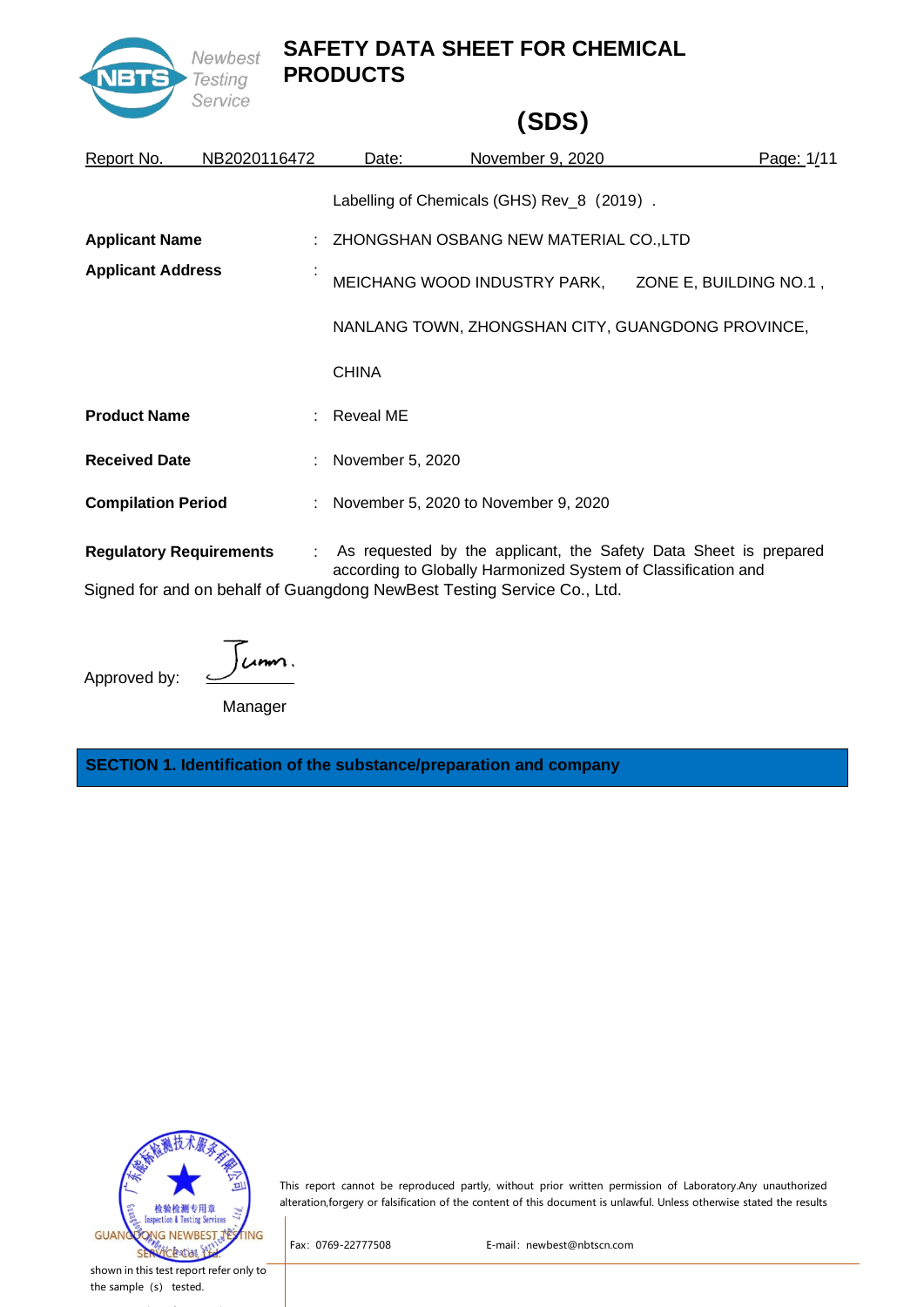# SAFETY DATA SHEET FOR CHEMICAL PRODUCTS

# (SDS)

Report No. NB2020116472 Date: November 9, 2020

| | | |
|---|---|---|
| **Applicant Name** | : | ZHONGSHAN OSBANG NEW MATERIAL CO.,LTD |
| **Applicant Address** | : | MEICHANG WOOD INDUSTRY PARK, ZONE E, BUILDING NO.1 , NANLANG TOWN, ZHONGSHAN CITY, GUANGDONG PROVINCE, CHINA |
| **Product Name** | : | Reveal ME |
| **Received Date** | : | November 5, 2020 |
| **Compilation Period** | : | November 5, 2020 to November 9, 2020 |
| **Regulatory Requirements** | : | As requested by the applicant, the Safety Data Sheet is prepared according to Globally Harmonized System of Classification and Labelling of Chemicals (GHS) Rev_8（2019）. |

Signed for and on behalf of Guangdong NewBest Testing Service Co., Ltd.

Approved by: Jumm.

Manager

## SECTION 1. Identification of the substance/preparation and company

This report cannot be reproduced partly, without prior written permission of Laboratory.Any unauthorized alteration,forgery or falsification of the content of this document is unlawful. Unless otherwise stated the results shown in this test report refer only to the sample（s）tested.

Fax：0769-22777508 E-mail：newbest@nbtscn.com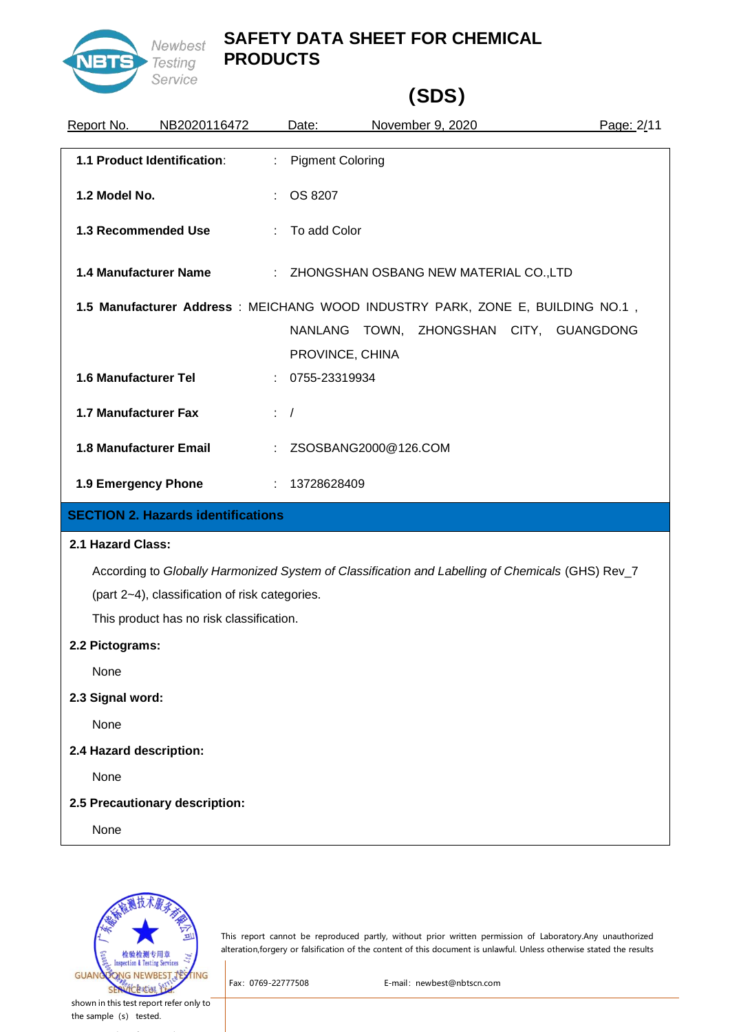| | | |
|---|---|---|
| **1.1 Product Identification**: | : | Pigment Coloring |
| **1.2 Model No.** | : | OS 8207 |
| **1.3 Recommended Use** | : | To add Color |
| **1.4 Manufacturer Name** | : | ZHONGSHAN OSBANG NEW MATERIAL CO.,LTD |
| **1.5 Manufacturer Address** | : | MEICHANG WOOD INDUSTRY PARK, ZONE E, BUILDING NO.1 , NANLANG TOWN, ZHONGSHAN CITY, GUANGDONG PROVINCE, CHINA |
| **1.6 Manufacturer Tel** | : | 0755-23319934 |
| **1.7 Manufacturer Fax** | : | / |
| **1.8 Manufacturer Email** | : | ZSOSBANG2000@126.COM |
| **1.9 Emergency Phone** | : | 13728628409 |

## SECTION 2. Hazards identifications

**2.1 Hazard Class:**

According to *Globally Harmonized System of Classification and Labelling of Chemicals* (GHS) Rev_7 (part 2~4), classification of risk categories.

This product has no risk classification.

**2.2 Pictograms:**

None

**2.3 Signal word:**

None

**2.4 Hazard description:**

None

**2.5 Precautionary description:**

None

This report cannot be reproduced partly, without prior written permission of Laboratory.Any unauthorized alteration,forgery or falsification of the content of this document is unlawful. Unless otherwise stated the results shown in this test report refer only to the sample (s) tested.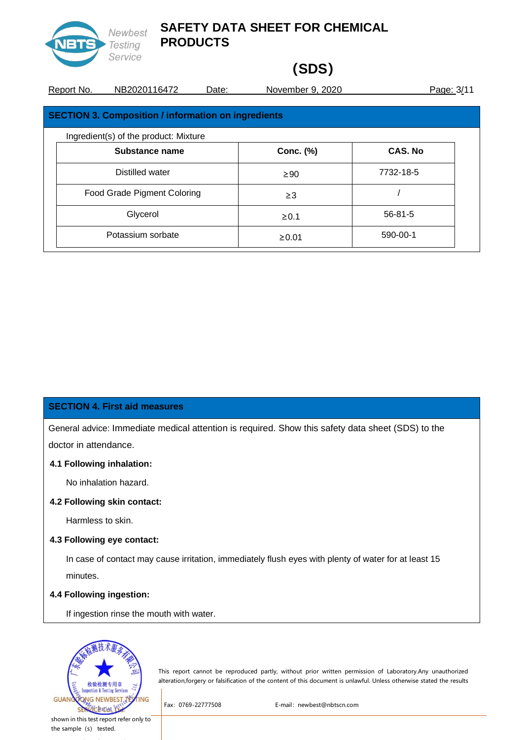## SECTION 3. Composition / information on ingredients

Ingredient(s) of the product: Mixture

| Substance name | Conc. (%) | CAS. No |
| --- | --- | --- |
| Distilled water | ≥90 | 7732-18-5 |
| Food Grade Pigment Coloring | ≥3 | / |
| Glycerol | ≥0.1 | 56-81-5 |
| Potassium sorbate | ≥0.01 | 590-00-1 |

## SECTION 4. First aid measures

General advice: Immediate medical attention is required. Show this safety data sheet (SDS) to the doctor in attendance.

### 4.1 Following inhalation:

No inhalation hazard.

### 4.2 Following skin contact:

Harmless to skin.

### 4.3 Following eye contact:

In case of contact may cause irritation, immediately flush eyes with plenty of water for at least 15 minutes.

### 4.4 Following ingestion:

If ingestion rinse the mouth with water.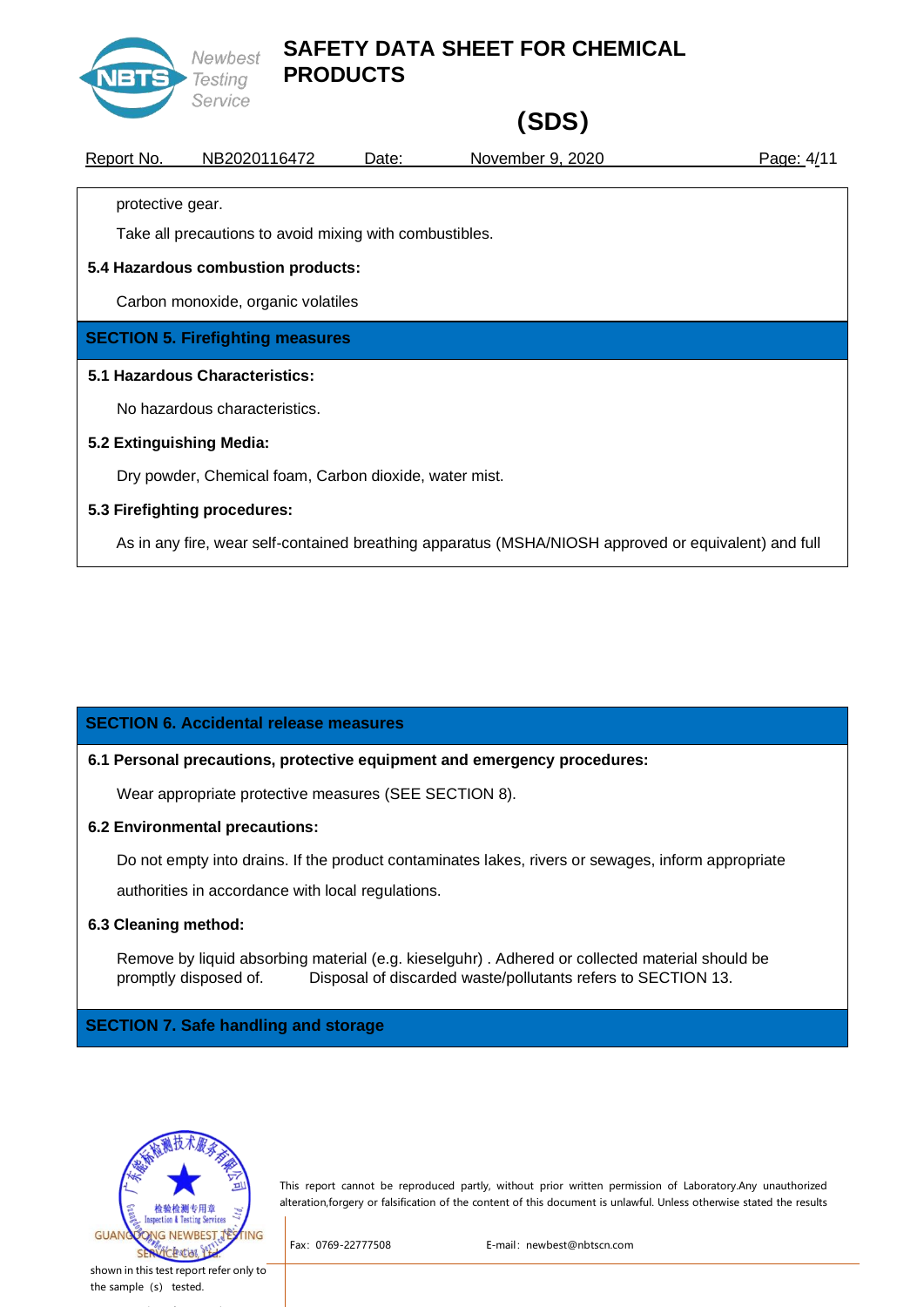protective gear.

Take all precautions to avoid mixing with combustibles.

**5.4 Hazardous combustion products:**

Carbon monoxide, organic volatiles

## SECTION 5. Firefighting measures

**5.1 Hazardous Characteristics:**

No hazardous characteristics.

**5.2 Extinguishing Media:**

Dry powder, Chemical foam, Carbon dioxide, water mist.

**5.3 Firefighting procedures:**

As in any fire, wear self-contained breathing apparatus (MSHA/NIOSH approved or equivalent) and full

## SECTION 6. Accidental release measures

**6.1 Personal precautions, protective equipment and emergency procedures:**

Wear appropriate protective measures (SEE SECTION 8).

**6.2 Environmental precautions:**

Do not empty into drains. If the product contaminates lakes, rivers or sewages, inform appropriate authorities in accordance with local regulations.

**6.3 Cleaning method:**

Remove by liquid absorbing material (e.g. kieselguhr) . Adhered or collected material should be promptly disposed of. Disposal of discarded waste/pollutants refers to SECTION 13.

## SECTION 7. Safe handling and storage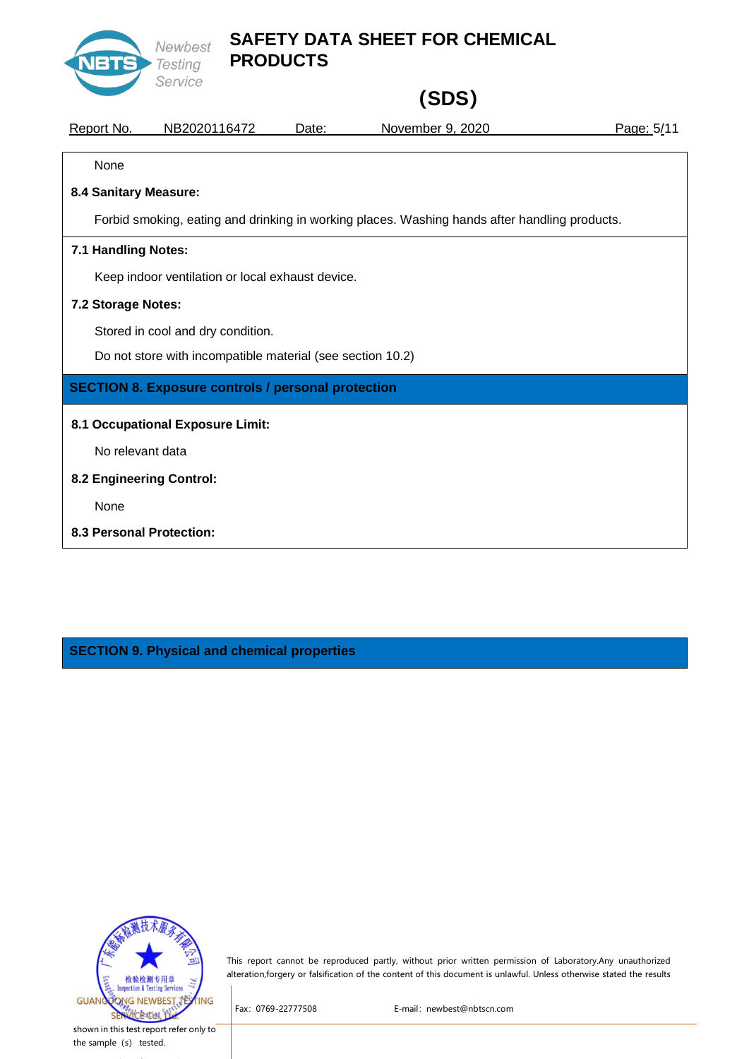None

**8.4 Sanitary Measure:**

Forbid smoking, eating and drinking in working places. Washing hands after handling products.

**7.1 Handling Notes:**

Keep indoor ventilation or local exhaust device.

**7.2 Storage Notes:**

Stored in cool and dry condition.

Do not store with incompatible material (see section 10.2)

## SECTION 8. Exposure controls / personal protection

**8.1 Occupational Exposure Limit:**

No relevant data

**8.2 Engineering Control:**

None

**8.3 Personal Protection:**

## SECTION 9. Physical and chemical properties

This report cannot be reproduced partly, without prior written permission of Laboratory.Any unauthorized alteration,forgery or falsification of the content of this document is unlawful. Unless otherwise stated the results shown in this test report refer only to the sample (s) tested.

Fax: 0769-22777508 E-mail: newbest@nbtscn.com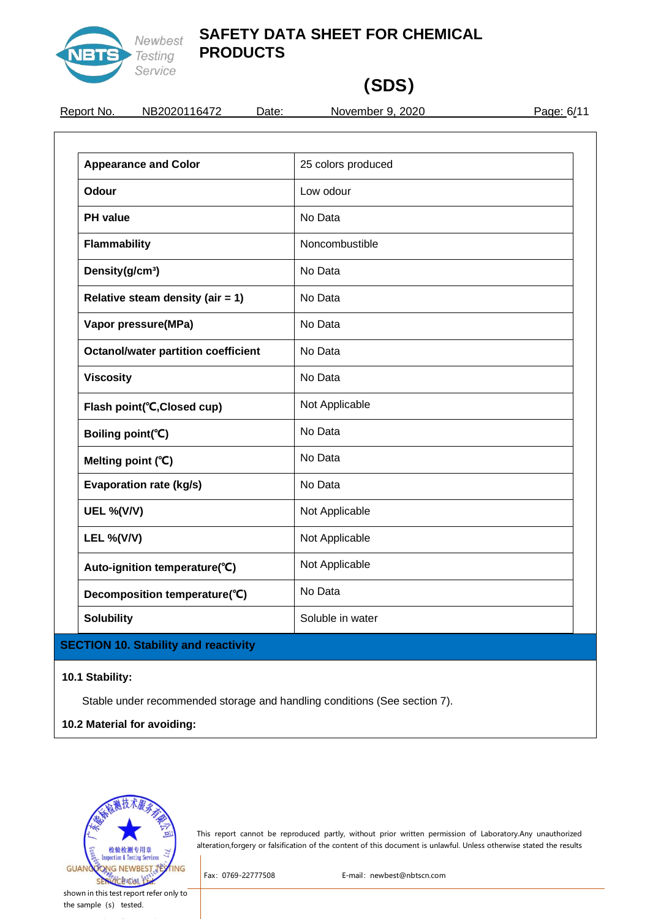| Appearance and Color | 25 colors produced |
|---|---|
| Odour | Low odour |
| PH value | No Data |
| Flammability | Noncombustible |
| Density(g/cm³) | No Data |
| Relative steam density (air = 1) | No Data |
| Vapor pressure(MPa) | No Data |
| Octanol/water partition coefficient | No Data |
| Viscosity | No Data |
| Flash point(℃,Closed cup) | Not Applicable |
| Boiling point(℃) | No Data |
| Melting point (℃) | No Data |
| Evaporation rate (kg/s) | No Data |
| UEL %(V/V) | Not Applicable |
| LEL %(V/V) | Not Applicable |
| Auto-ignition temperature(℃) | Not Applicable |
| Decomposition temperature(℃) | No Data |
| Solubility | Soluble in water |

## SECTION 10. Stability and reactivity

**10.1 Stability:**

Stable under recommended storage and handling conditions (See section 7).

**10.2 Material for avoiding:**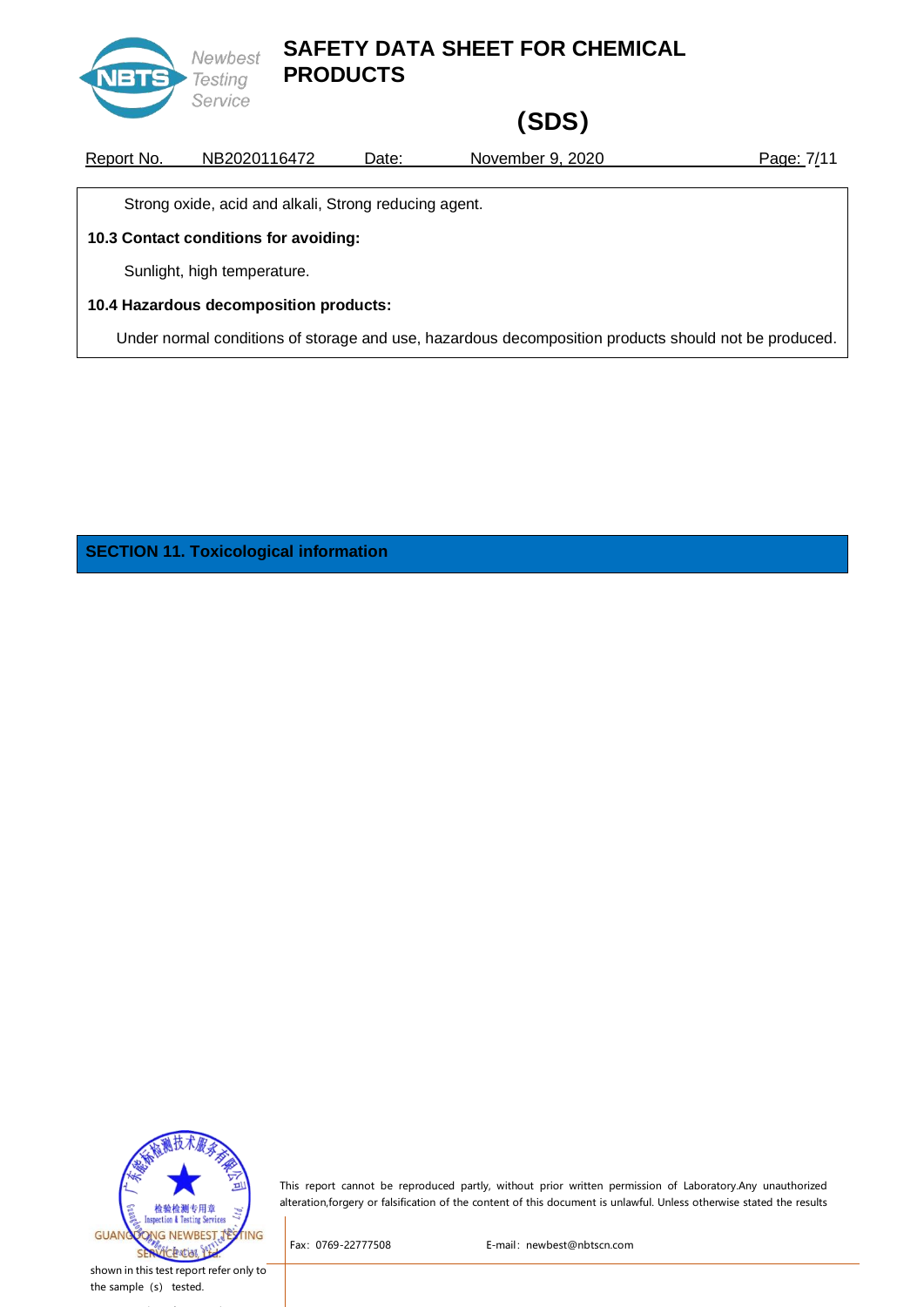Strong oxide, acid and alkali, Strong reducing agent.

**10.3 Contact conditions for avoiding:**

Sunlight, high temperature.

**10.4 Hazardous decomposition products:**

Under normal conditions of storage and use, hazardous decomposition products should not be produced.

## SECTION 11. Toxicological information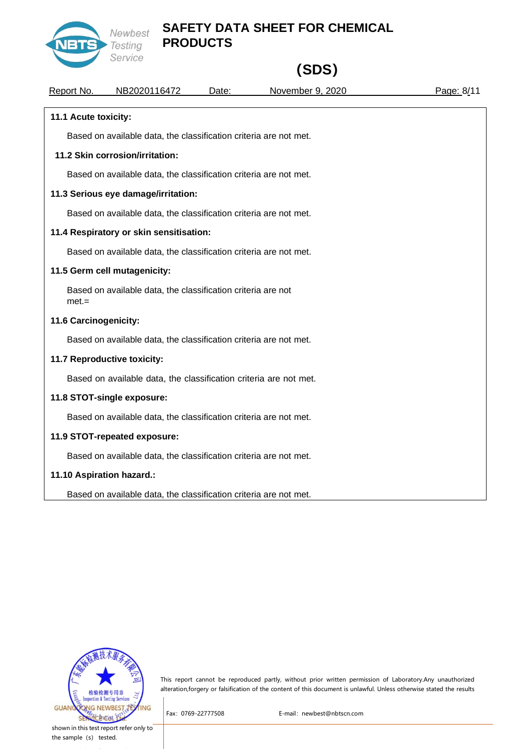**11.1 Acute toxicity:**

Based on available data, the classification criteria are not met.

**11.2 Skin corrosion/irritation:**

Based on available data, the classification criteria are not met.

**11.3 Serious eye damage/irritation:**

Based on available data, the classification criteria are not met.

**11.4 Respiratory or skin sensitisation:**

Based on available data, the classification criteria are not met.

**11.5 Germ cell mutagenicity:**

Based on available data, the classification criteria are not met.=

**11.6 Carcinogenicity:**

Based on available data, the classification criteria are not met.

**11.7 Reproductive toxicity:**

Based on available data, the classification criteria are not met.

**11.8 STOT-single exposure:**

Based on available data, the classification criteria are not met.

**11.9 STOT-repeated exposure:**

Based on available data, the classification criteria are not met.

**11.10 Aspiration hazard.:**

Based on available data, the classification criteria are not met.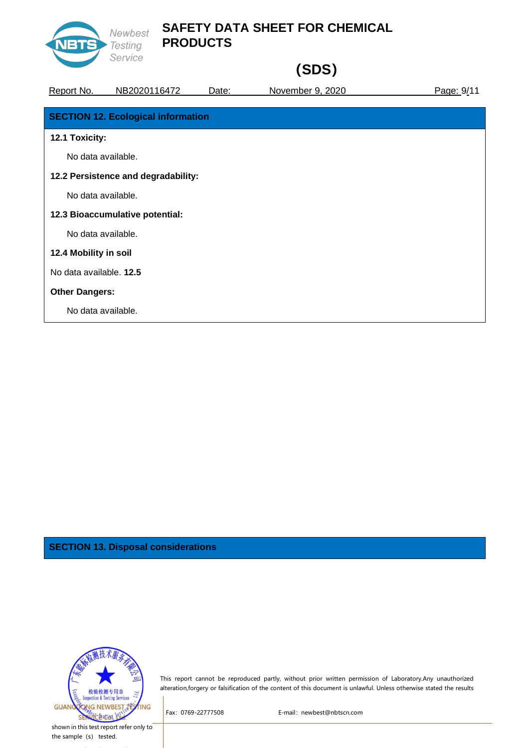## SECTION 12. Ecological information

**12.1 Toxicity:**

No data available.

**12.2 Persistence and degradability:**

No data available.

**12.3 Bioaccumulative potential:**

No data available.

**12.4 Mobility in soil**

No data available. **12.5**

**Other Dangers:**

No data available.

## SECTION 13. Disposal considerations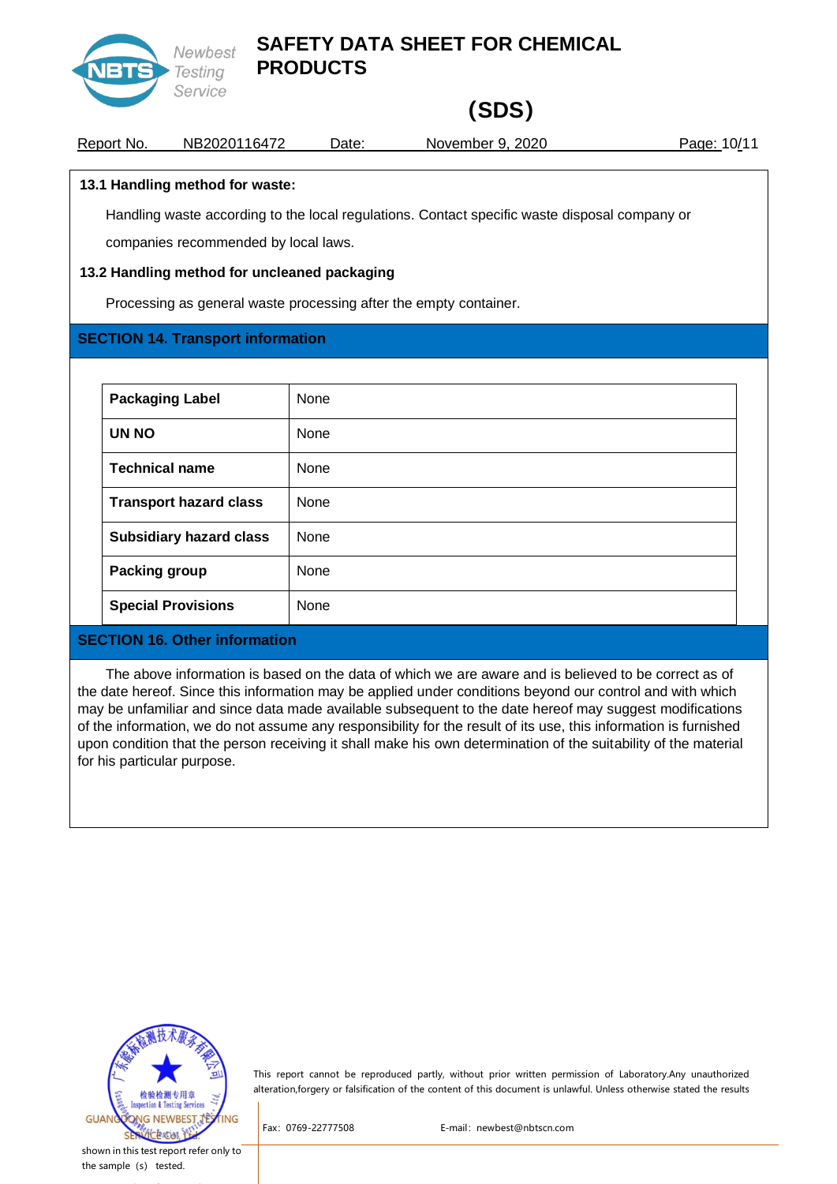**13.1 Handling method for waste:**

Handling waste according to the local regulations. Contact specific waste disposal company or companies recommended by local laws.

**13.2 Handling method for uncleaned packaging**

Processing as general waste processing after the empty container.

## SECTION 14. Transport information

| Packaging Label | None |
|---|---|
| UN NO | None |
| Technical name | None |
| Transport hazard class | None |
| Subsidiary hazard class | None |
| Packing group | None |
| Special Provisions | None |

## SECTION 16. Other information

The above information is based on the data of which we are aware and is believed to be correct as of the date hereof. Since this information may be applied under conditions beyond our control and with which may be unfamiliar and since data made available subsequent to the date hereof may suggest modifications of the information, we do not assume any responsibility for the result of its use, this information is furnished upon condition that the person receiving it shall make his own determination of the suitability of the material for his particular purpose.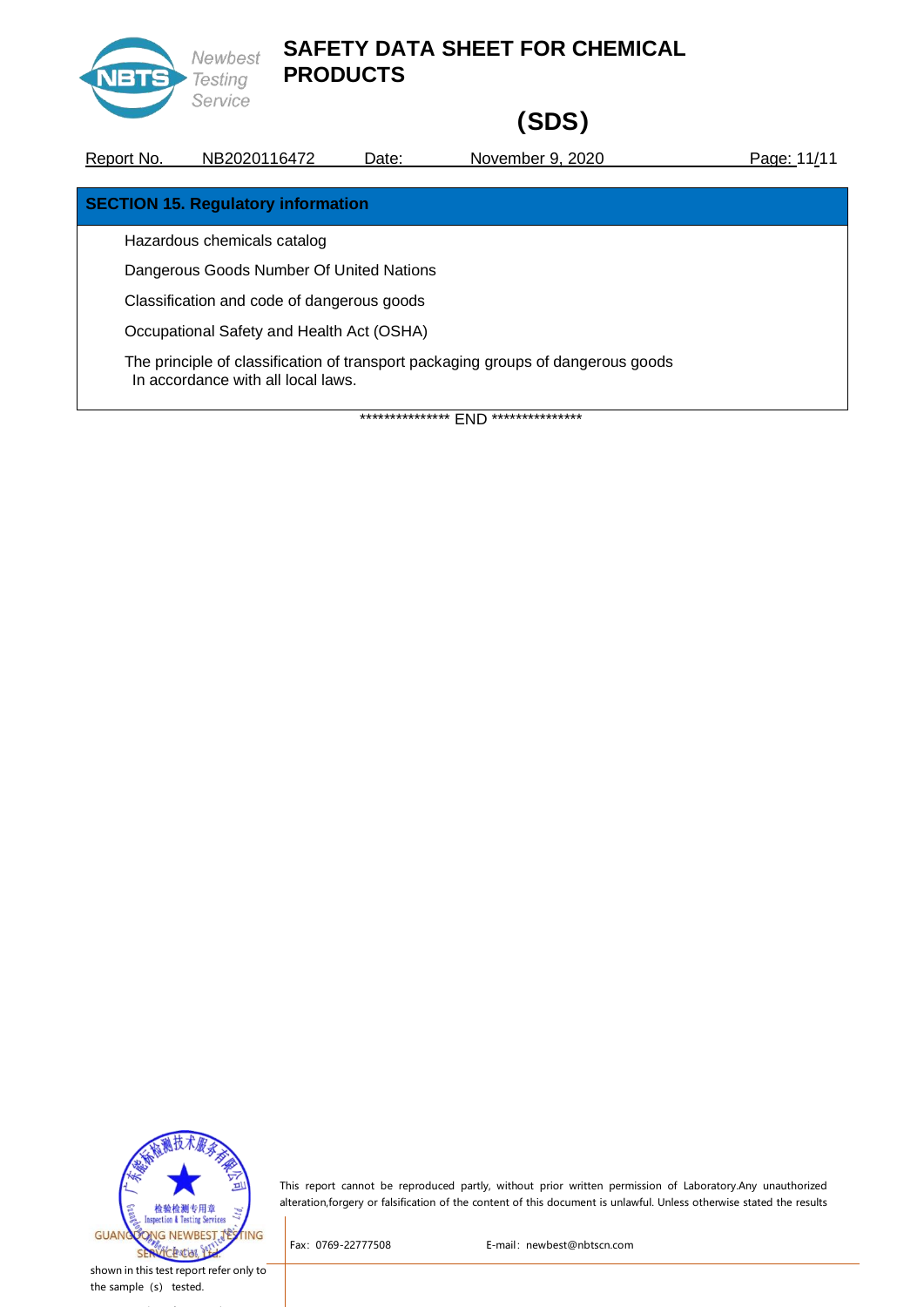## SECTION 15. Regulatory information

Hazardous chemicals catalog

Dangerous Goods Number Of United Nations

Classification and code of dangerous goods

Occupational Safety and Health Act (OSHA)

The principle of classification of transport packaging groups of dangerous goods
In accordance with all local laws.

*************** END ***************